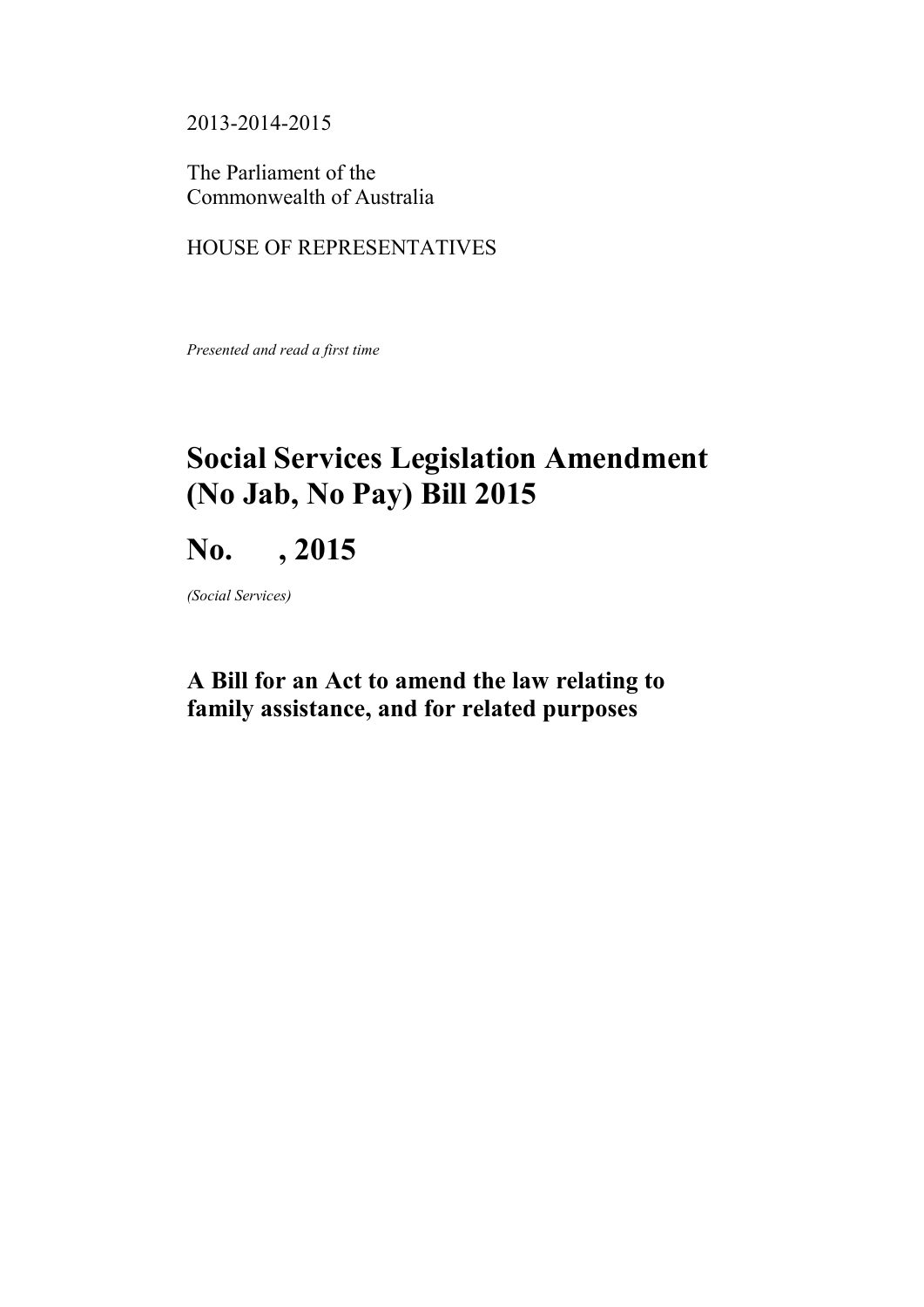2013-2014-2015

The Parliament of the
Commonwealth of Australia

HOUSE OF REPRESENTATIVES

*Presented and read a first time*

# Social Services Legislation Amendment (No Jab, No Pay) Bill 2015

# No. , 2015

*(Social Services)*

## A Bill for an Act to amend the law relating to family assistance, and for related purposes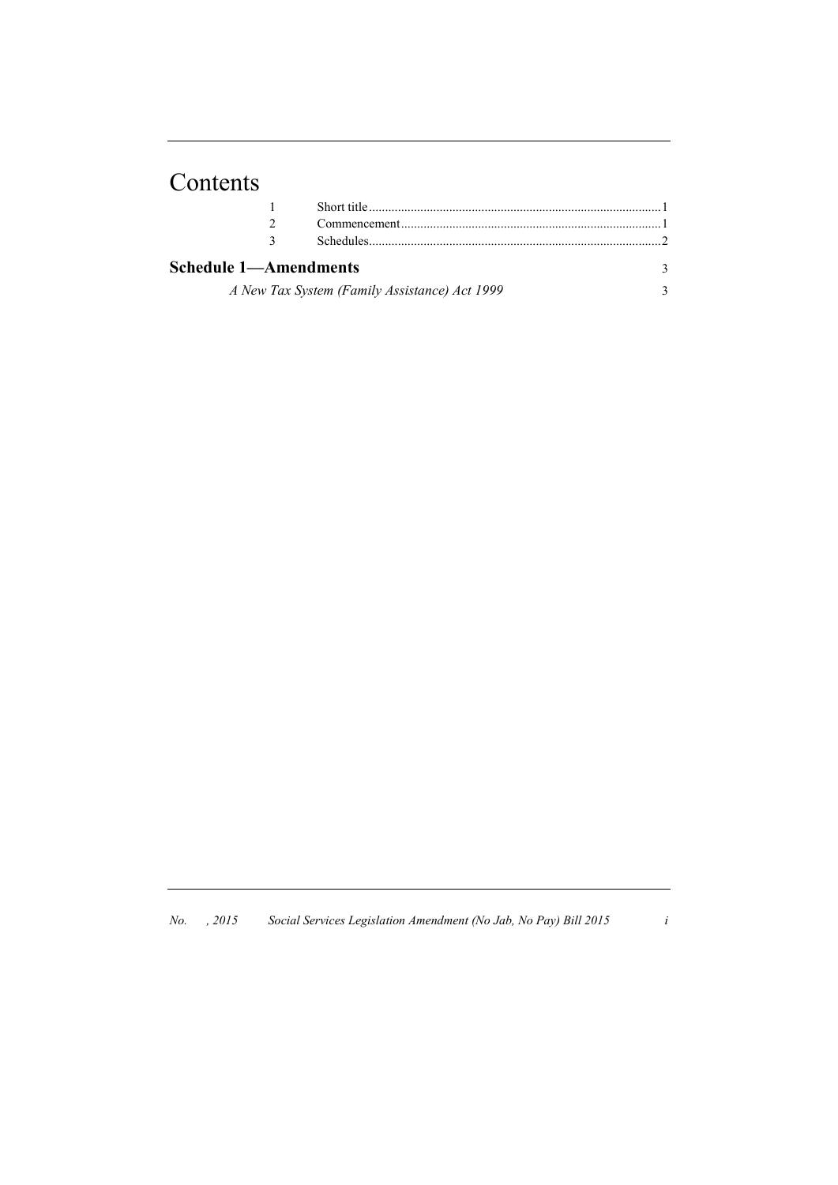# Contents

| | | |
|---|---|---|
| 1 | Short title | 1 |
| 2 | Commencement | 1 |
| 3 | Schedules | 2 |

**Schedule 1—Amendments** 3

*A New Tax System (Family Assistance) Act 1999* 3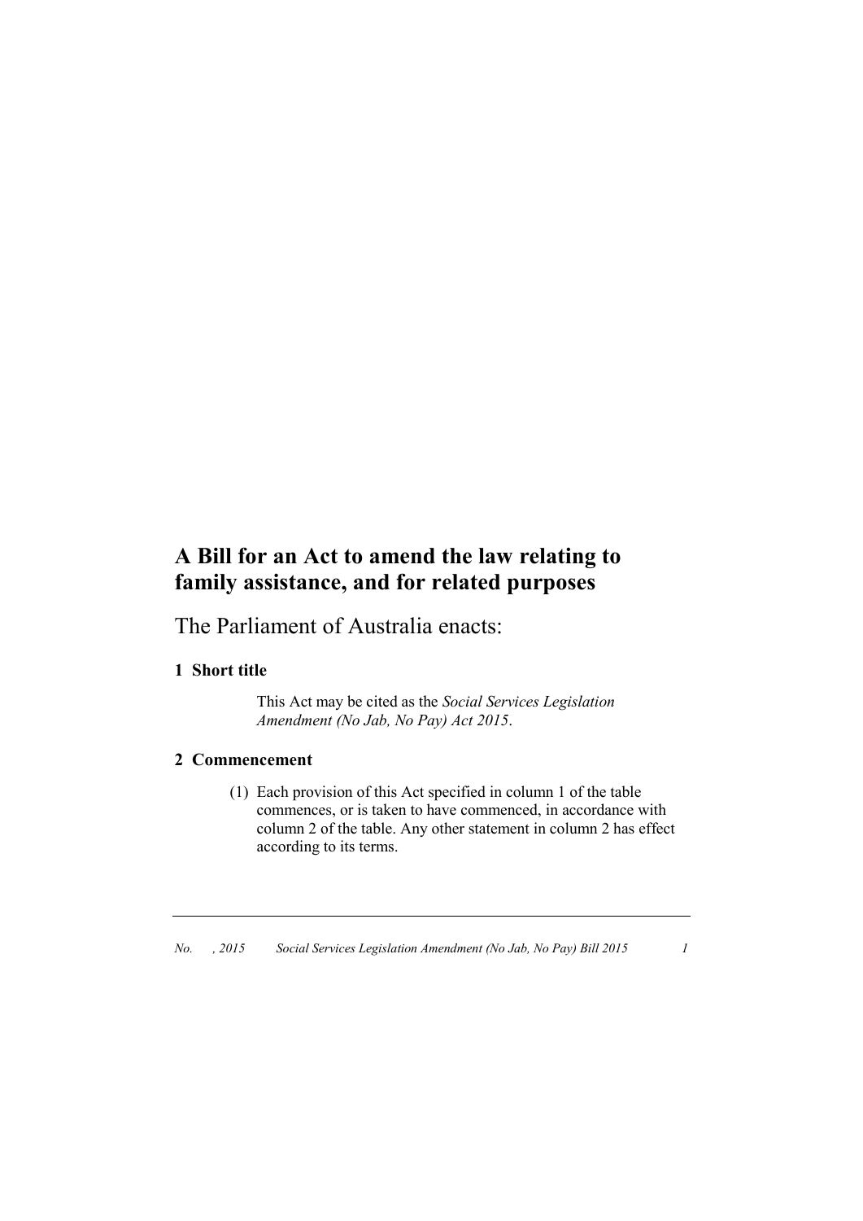# A Bill for an Act to amend the law relating to family assistance, and for related purposes

The Parliament of Australia enacts:

## 1 Short title

This Act may be cited as the *Social Services Legislation Amendment (No Jab, No Pay) Act 2015*.

## 2 Commencement

(1) Each provision of this Act specified in column 1 of the table commences, or is taken to have commenced, in accordance with column 2 of the table. Any other statement in column 2 has effect according to its terms.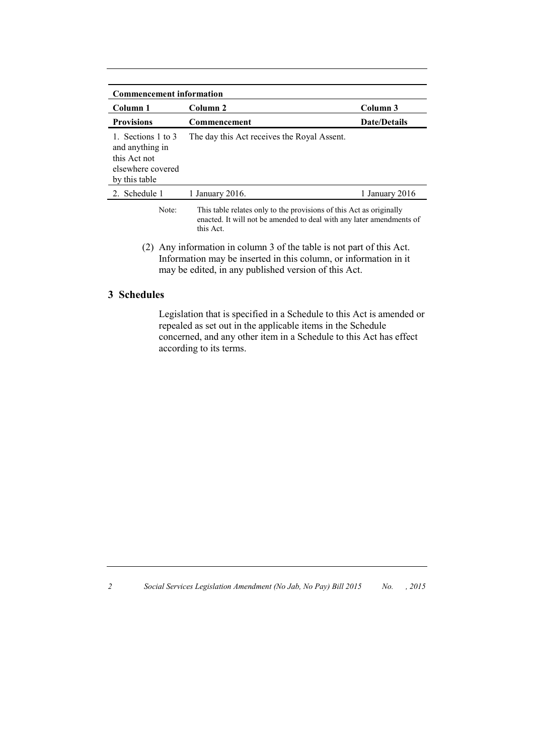| Commencement information | | |
|---|---|---|
| **Column 1** | **Column 2** | **Column 3** |
| **Provisions** | **Commencement** | **Date/Details** |
| 1. Sections 1 to 3 and anything in this Act not elsewhere covered by this table | The day this Act receives the Royal Assent. | |
| 2. Schedule 1 | 1 January 2016. | 1 January 2016 |

Note: This table relates only to the provisions of this Act as originally enacted. It will not be amended to deal with any later amendments of this Act.

(2) Any information in column 3 of the table is not part of this Act. Information may be inserted in this column, or information in it may be edited, in any published version of this Act.

## 3 Schedules

Legislation that is specified in a Schedule to this Act is amended or repealed as set out in the applicable items in the Schedule concerned, and any other item in a Schedule to this Act has effect according to its terms.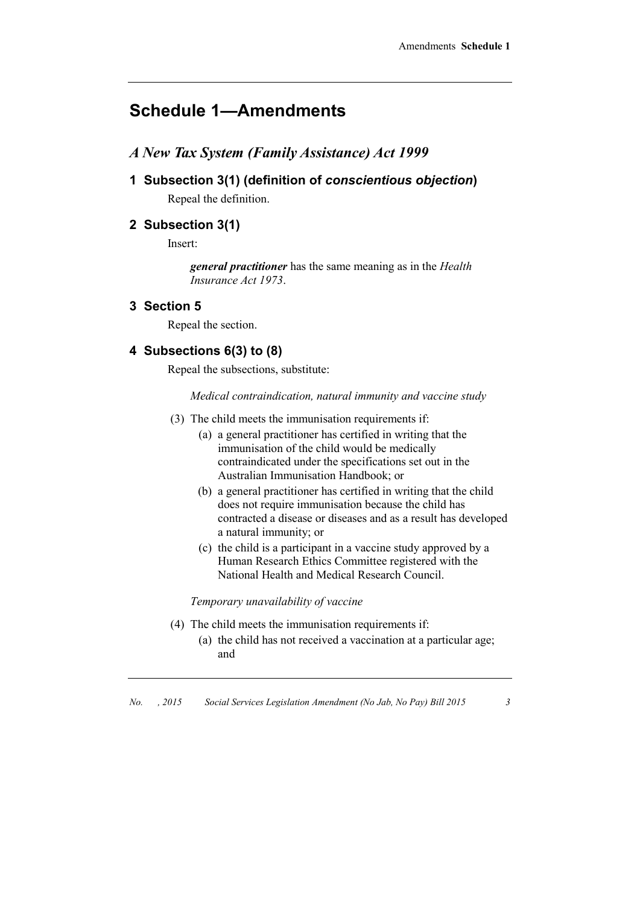# Schedule 1—Amendments

## *A New Tax System (Family Assistance) Act 1999*

### 1 Subsection 3(1) (definition of *conscientious objection*)

Repeal the definition.

### 2 Subsection 3(1)

Insert:

> ***general practitioner*** has the same meaning as in the *Health Insurance Act 1973*.

### 3 Section 5

Repeal the section.

### 4 Subsections 6(3) to (8)

Repeal the subsections, substitute:

*Medical contraindication, natural immunity and vaccine study*

(3) The child meets the immunisation requirements if:

- (a) a general practitioner has certified in writing that the immunisation of the child would be medically contraindicated under the specifications set out in the Australian Immunisation Handbook; or
- (b) a general practitioner has certified in writing that the child does not require immunisation because the child has contracted a disease or diseases and as a result has developed a natural immunity; or
- (c) the child is a participant in a vaccine study approved by a Human Research Ethics Committee registered with the National Health and Medical Research Council.

*Temporary unavailability of vaccine*

(4) The child meets the immunisation requirements if:

- (a) the child has not received a vaccination at a particular age; and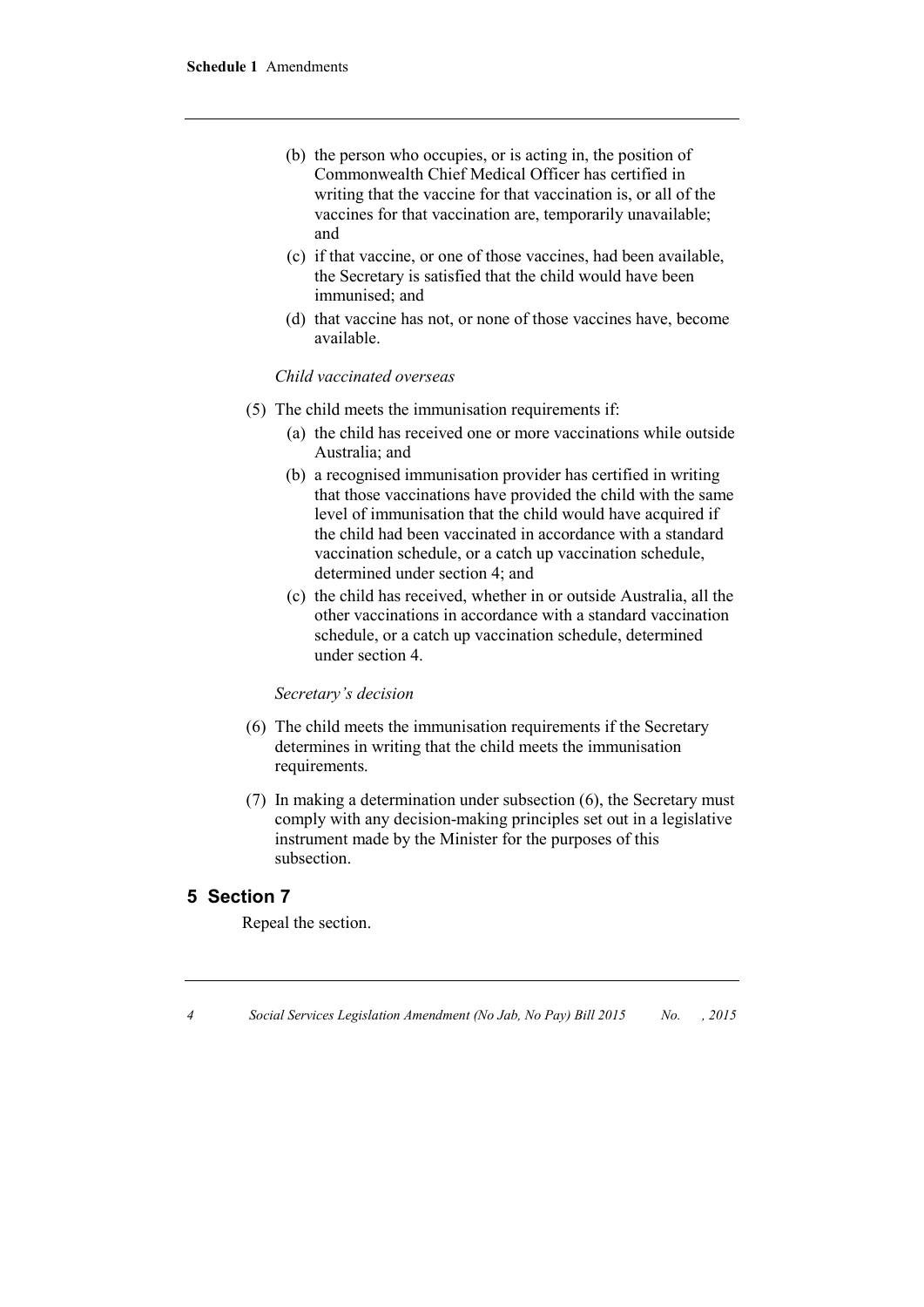(b) the person who occupies, or is acting in, the position of Commonwealth Chief Medical Officer has certified in writing that the vaccine for that vaccination is, or all of the vaccines for that vaccination are, temporarily unavailable; and

(c) if that vaccine, or one of those vaccines, had been available, the Secretary is satisfied that the child would have been immunised; and

(d) that vaccine has not, or none of those vaccines have, become available.

*Child vaccinated overseas*

(5) The child meets the immunisation requirements if:

(a) the child has received one or more vaccinations while outside Australia; and

(b) a recognised immunisation provider has certified in writing that those vaccinations have provided the child with the same level of immunisation that the child would have acquired if the child had been vaccinated in accordance with a standard vaccination schedule, or a catch up vaccination schedule, determined under section 4; and

(c) the child has received, whether in or outside Australia, all the other vaccinations in accordance with a standard vaccination schedule, or a catch up vaccination schedule, determined under section 4.

*Secretary's decision*

(6) The child meets the immunisation requirements if the Secretary determines in writing that the child meets the immunisation requirements.

(7) In making a determination under subsection (6), the Secretary must comply with any decision-making principles set out in a legislative instrument made by the Minister for the purposes of this subsection.

## 5 Section 7

Repeal the section.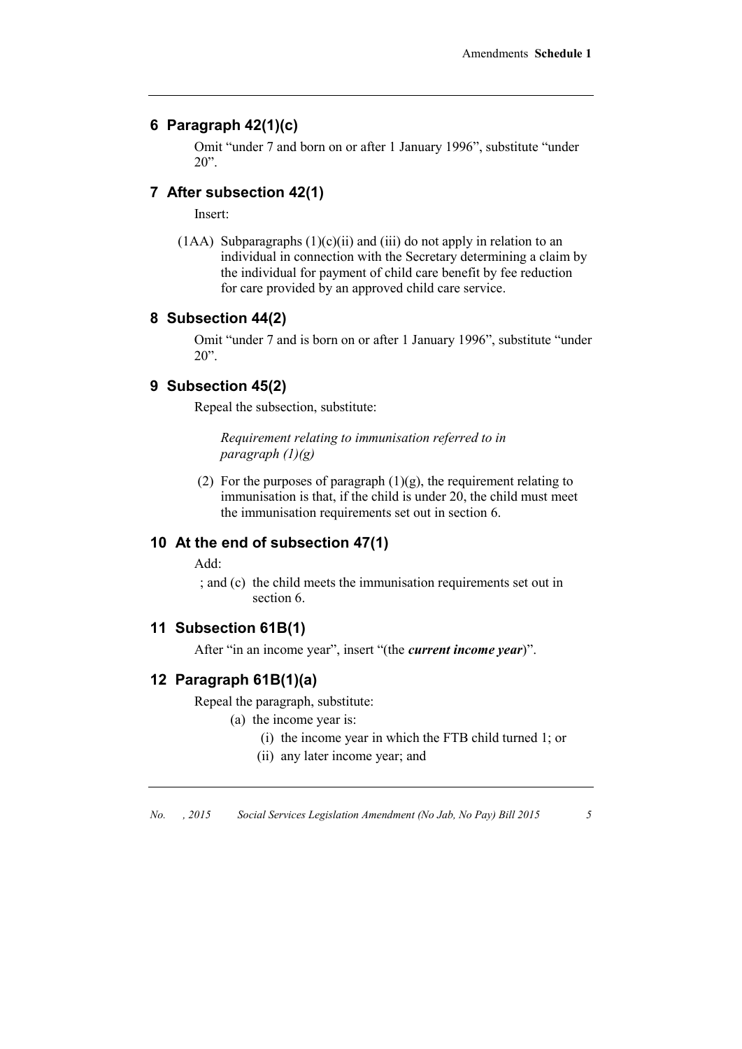## 6 Paragraph 42(1)(c)

Omit "under 7 and born on or after 1 January 1996", substitute "under 20".

## 7 After subsection 42(1)

Insert:

(1AA) Subparagraphs (1)(c)(ii) and (iii) do not apply in relation to an individual in connection with the Secretary determining a claim by the individual for payment of child care benefit by fee reduction for care provided by an approved child care service.

## 8 Subsection 44(2)

Omit "under 7 and is born on or after 1 January 1996", substitute "under 20".

## 9 Subsection 45(2)

Repeal the subsection, substitute:

*Requirement relating to immunisation referred to in paragraph (1)(g)*

(2) For the purposes of paragraph (1)(g), the requirement relating to immunisation is that, if the child is under 20, the child must meet the immunisation requirements set out in section 6.

## 10 At the end of subsection 47(1)

Add:

; and (c) the child meets the immunisation requirements set out in section 6.

## 11 Subsection 61B(1)

After "in an income year", insert "(the ***current income year***)".

## 12 Paragraph 61B(1)(a)

Repeal the paragraph, substitute:

(a) the income year is:

(i) the income year in which the FTB child turned 1; or

(ii) any later income year; and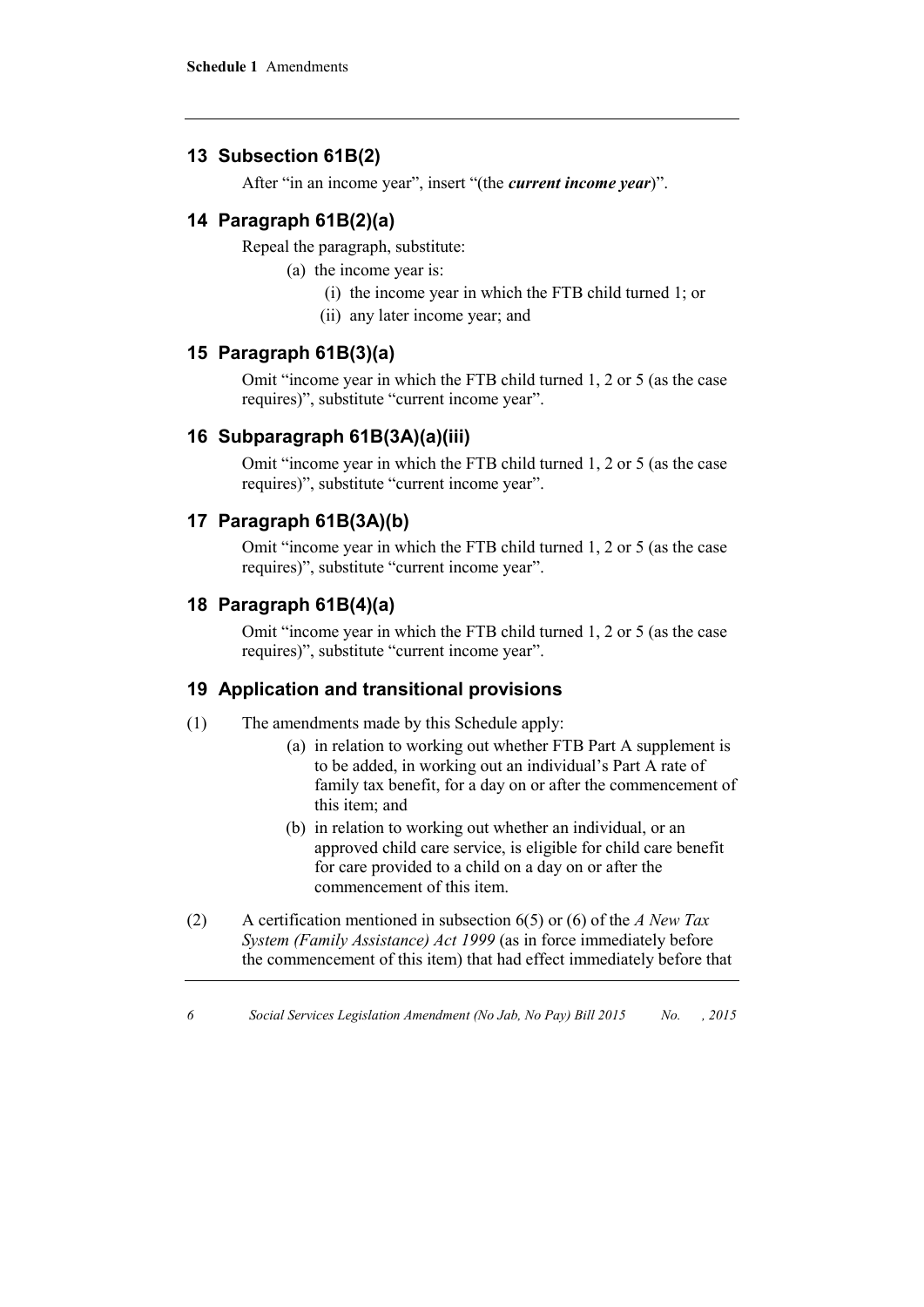## 13 Subsection 61B(2)

After "in an income year", insert "(the ***current income year***)".

## 14 Paragraph 61B(2)(a)

Repeal the paragraph, substitute:

- (a) the income year is:
  - (i) the income year in which the FTB child turned 1; or
  - (ii) any later income year; and

## 15 Paragraph 61B(3)(a)

Omit "income year in which the FTB child turned 1, 2 or 5 (as the case requires)", substitute "current income year".

## 16 Subparagraph 61B(3A)(a)(iii)

Omit "income year in which the FTB child turned 1, 2 or 5 (as the case requires)", substitute "current income year".

## 17 Paragraph 61B(3A)(b)

Omit "income year in which the FTB child turned 1, 2 or 5 (as the case requires)", substitute "current income year".

## 18 Paragraph 61B(4)(a)

Omit "income year in which the FTB child turned 1, 2 or 5 (as the case requires)", substitute "current income year".

## 19 Application and transitional provisions

(1) The amendments made by this Schedule apply:

- (a) in relation to working out whether FTB Part A supplement is to be added, in working out an individual's Part A rate of family tax benefit, for a day on or after the commencement of this item; and
- (b) in relation to working out whether an individual, or an approved child care service, is eligible for child care benefit for care provided to a child on a day on or after the commencement of this item.

(2) A certification mentioned in subsection 6(5) or (6) of the *A New Tax System (Family Assistance) Act 1999* (as in force immediately before the commencement of this item) that had effect immediately before that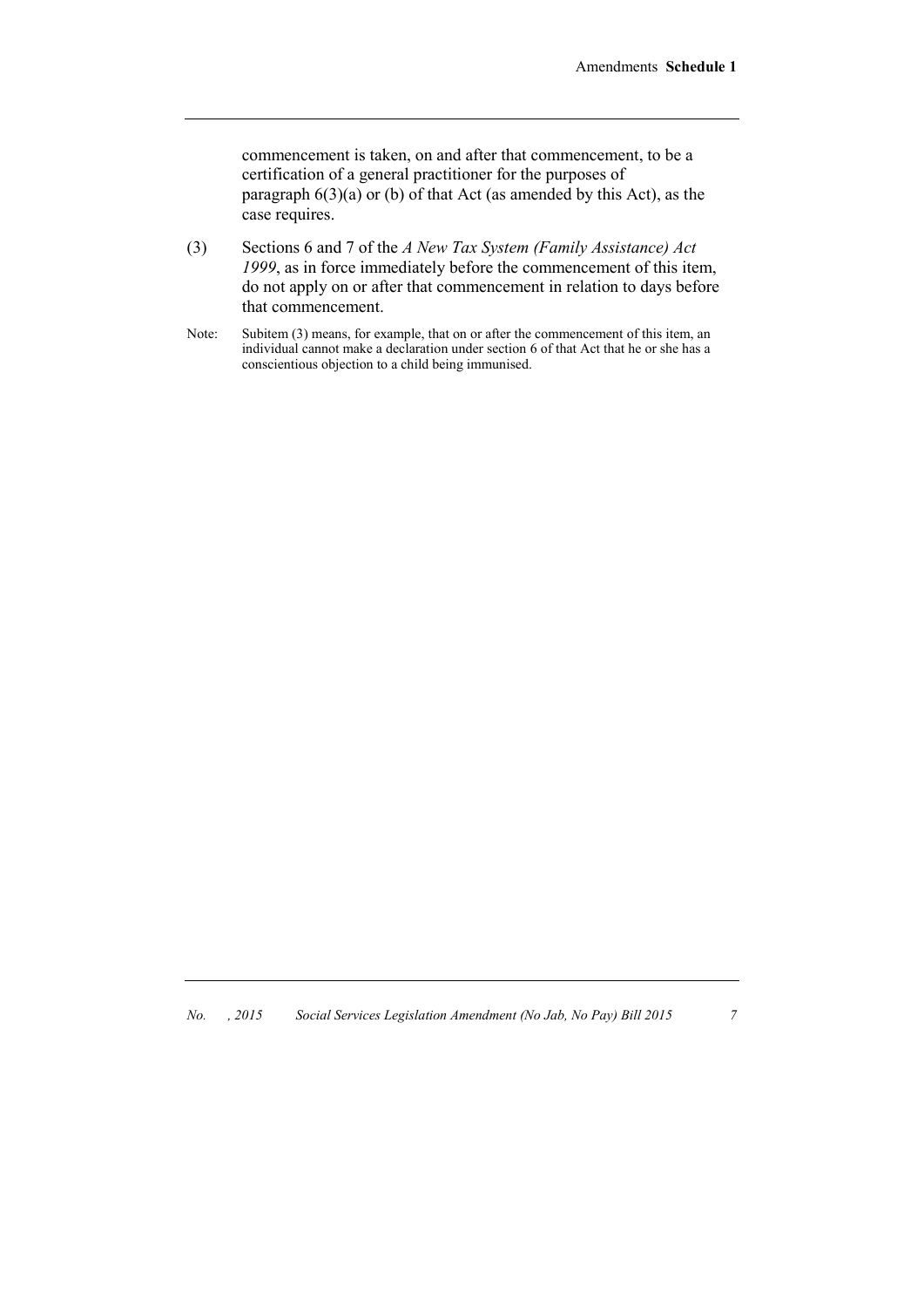commencement is taken, on and after that commencement, to be a certification of a general practitioner for the purposes of paragraph 6(3)(a) or (b) of that Act (as amended by this Act), as the case requires.

(3) Sections 6 and 7 of the *A New Tax System (Family Assistance) Act 1999*, as in force immediately before the commencement of this item, do not apply on or after that commencement in relation to days before that commencement.

Note: Subitem (3) means, for example, that on or after the commencement of this item, an individual cannot make a declaration under section 6 of that Act that he or she has a conscientious objection to a child being immunised.